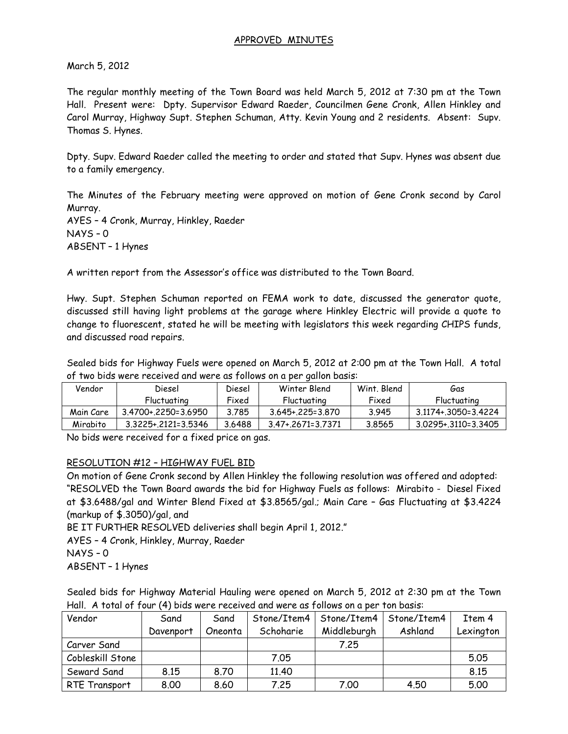APPROVED MINUTES

March 5, 2012

The regular monthly meeting of the Town Board was held March 5, 2012 at 7:30 pm at the Town Hall. Present were: Dpty. Supervisor Edward Raeder, Councilmen Gene Cronk, Allen Hinkley and Carol Murray, Highway Supt. Stephen Schuman, Atty. Kevin Young and 2 residents. Absent: Supv. Thomas S. Hynes.

Dpty. Supv. Edward Raeder called the meeting to order and stated that Supv. Hynes was absent due to a family emergency.

The Minutes of the February meeting were approved on motion of Gene Cronk second by Carol Murray.
AYES – 4 Cronk, Murray, Hinkley, Raeder
NAYS – 0
ABSENT – 1 Hynes

A written report from the Assessor's office was distributed to the Town Board.

Hwy. Supt. Stephen Schuman reported on FEMA work to date, discussed the generator quote, discussed still having light problems at the garage where Hinkley Electric will provide a quote to change to fluorescent, stated he will be meeting with legislators this week regarding CHIPS funds, and discussed road repairs.

Sealed bids for Highway Fuels were opened on March 5, 2012 at 2:00 pm at the Town Hall. A total of two bids were received and were as follows on a per gallon basis:

| Vendor | Diesel Fluctuating | Diesel Fixed | Winter Blend Fluctuating | Wint. Blend Fixed | Gas Fluctuating |
|---|---|---|---|---|---|
| Main Care | 3.4700+.2250=3.6950 | 3.785 | 3.645+.225=3.870 | 3.945 | 3.1174+.3050=3.4224 |
| Mirabito | 3.3225+.2121=3.5346 | 3.6488 | 3.47+.2671=3.7371 | 3.8565 | 3.0295+.3110=3.3405 |

No bids were received for a fixed price on gas.

RESOLUTION #12 – HIGHWAY FUEL BID

On motion of Gene Cronk second by Allen Hinkley the following resolution was offered and adopted: "RESOLVED the Town Board awards the bid for Highway Fuels as follows: Mirabito - Diesel Fixed at $3.6488/gal and Winter Blend Fixed at $3.8565/gal.; Main Care – Gas Fluctuating at $3.4224 (markup of $.3050)/gal, and
BE IT FURTHER RESOLVED deliveries shall begin April 1, 2012."
AYES – 4 Cronk, Hinkley, Murray, Raeder
NAYS – 0
ABSENT – 1 Hynes

Sealed bids for Highway Material Hauling were opened on March 5, 2012 at 2:30 pm at the Town Hall. A total of four (4) bids were received and were as follows on a per ton basis:

| Vendor | Sand Davenport | Sand Oneonta | Stone/Item4 Schoharie | Stone/Item4 Middleburgh | Stone/Item4 Ashland | Item 4 Lexington |
|---|---|---|---|---|---|---|
| Carver Sand | | | | 7.25 | | |
| Cobleskill Stone | | | 7.05 | | | 5.05 |
| Seward Sand | 8.15 | 8.70 | 11.40 | | | 8.15 |
| RTE Transport | 8.00 | 8.60 | 7.25 | 7.00 | 4.50 | 5.00 |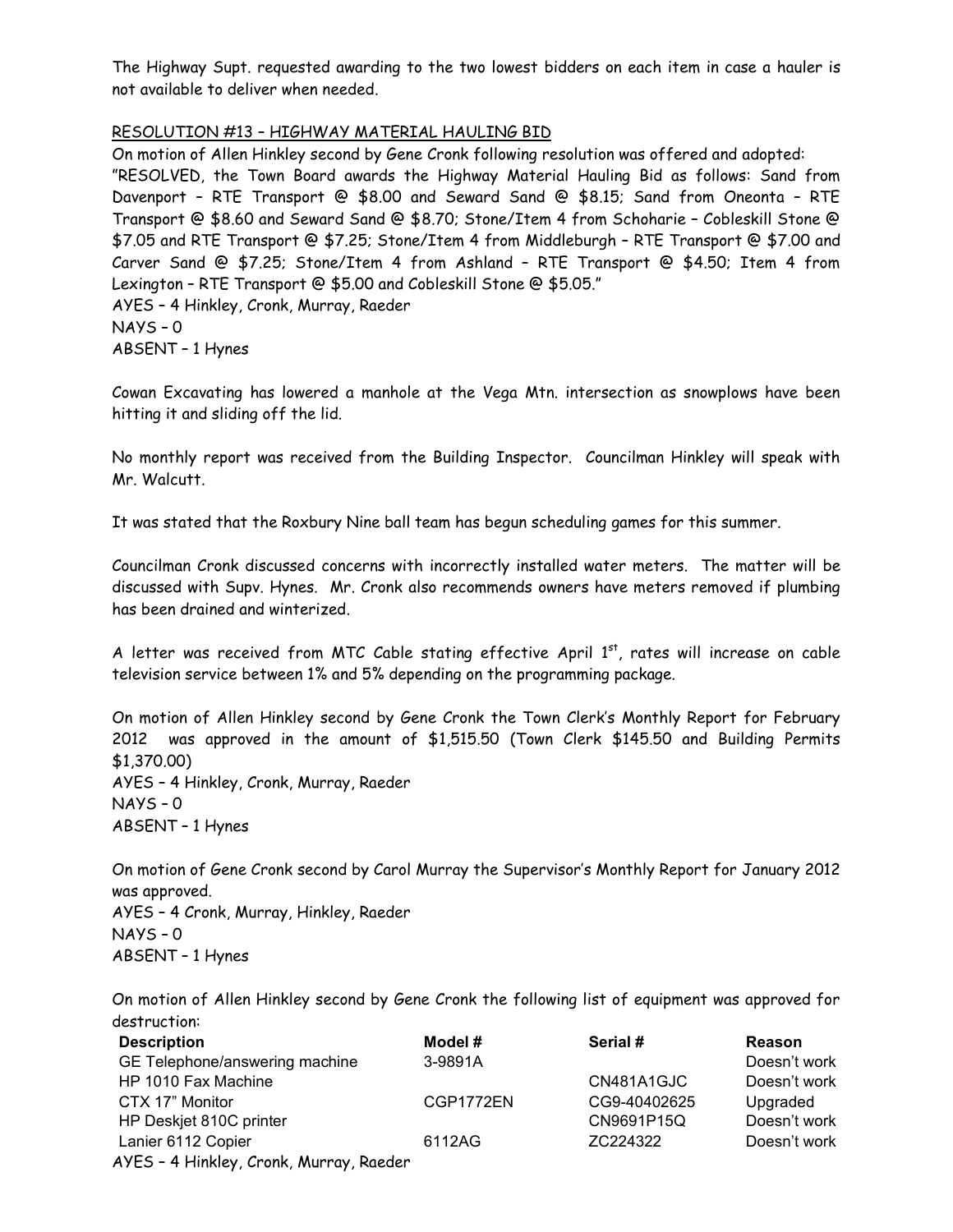The Highway Supt. requested awarding to the two lowest bidders on each item in case a hauler is not available to deliver when needed.

RESOLUTION #13 – HIGHWAY MATERIAL HAULING BID

On motion of Allen Hinkley second by Gene Cronk following resolution was offered and adopted: "RESOLVED, the Town Board awards the Highway Material Hauling Bid as follows: Sand from Davenport – RTE Transport @ $8.00 and Seward Sand @ $8.15; Sand from Oneonta – RTE Transport @ $8.60 and Seward Sand @ $8.70; Stone/Item 4 from Schoharie – Cobleskill Stone @ $7.05 and RTE Transport @ $7.25; Stone/Item 4 from Middleburgh – RTE Transport @ $7.00 and Carver Sand @ $7.25; Stone/Item 4 from Ashland – RTE Transport @ $4.50; Item 4 from Lexington – RTE Transport @ $5.00 and Cobleskill Stone @ $5.05."

AYES – 4 Hinkley, Cronk, Murray, Raeder
NAYS – 0
ABSENT – 1 Hynes

Cowan Excavating has lowered a manhole at the Vega Mtn. intersection as snowplows have been hitting it and sliding off the lid.

No monthly report was received from the Building Inspector. Councilman Hinkley will speak with Mr. Walcutt.

It was stated that the Roxbury Nine ball team has begun scheduling games for this summer.

Councilman Cronk discussed concerns with incorrectly installed water meters. The matter will be discussed with Supv. Hynes. Mr. Cronk also recommends owners have meters removed if plumbing has been drained and winterized.

A letter was received from MTC Cable stating effective April 1st, rates will increase on cable television service between 1% and 5% depending on the programming package.

On motion of Allen Hinkley second by Gene Cronk the Town Clerk's Monthly Report for February 2012 was approved in the amount of $1,515.50 (Town Clerk $145.50 and Building Permits $1,370.00)

AYES – 4 Hinkley, Cronk, Murray, Raeder
NAYS – 0
ABSENT – 1 Hynes

On motion of Gene Cronk second by Carol Murray the Supervisor's Monthly Report for January 2012 was approved.

AYES – 4 Cronk, Murray, Hinkley, Raeder
NAYS – 0
ABSENT – 1 Hynes

On motion of Allen Hinkley second by Gene Cronk the following list of equipment was approved for destruction:

| Description | Model # | Serial # | Reason |
|---|---|---|---|
| GE Telephone/answering machine | 3-9891A | | Doesn't work |
| HP 1010 Fax Machine | | CN481A1GJC | Doesn't work |
| CTX 17" Monitor | CGP1772EN | CG9-40402625 | Upgraded |
| HP Deskjet 810C printer | | CN9691P15Q | Doesn't work |
| Lanier 6112 Copier | 6112AG | ZC224322 | Doesn't work |

AYES – 4 Hinkley, Cronk, Murray, Raeder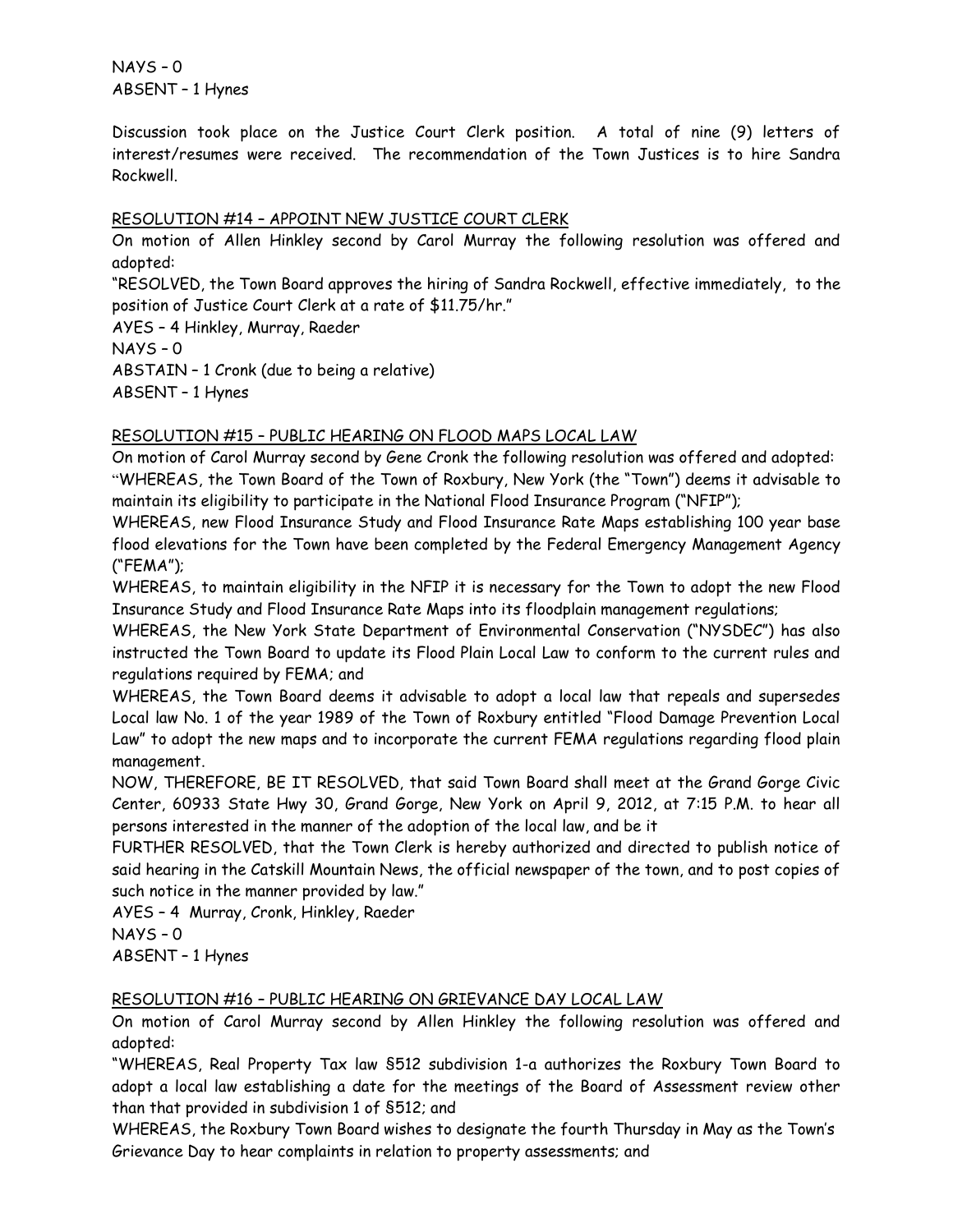NAYS – 0
ABSENT – 1 Hynes

Discussion took place on the Justice Court Clerk position. A total of nine (9) letters of interest/resumes were received. The recommendation of the Town Justices is to hire Sandra Rockwell.

RESOLUTION #14 – APPOINT NEW JUSTICE COURT CLERK

On motion of Allen Hinkley second by Carol Murray the following resolution was offered and adopted:

"RESOLVED, the Town Board approves the hiring of Sandra Rockwell, effective immediately, to the position of Justice Court Clerk at a rate of $11.75/hr."

AYES – 4 Hinkley, Murray, Raeder
NAYS – 0
ABSTAIN – 1 Cronk (due to being a relative)
ABSENT – 1 Hynes

RESOLUTION #15 – PUBLIC HEARING ON FLOOD MAPS LOCAL LAW

On motion of Carol Murray second by Gene Cronk the following resolution was offered and adopted:

"WHEREAS, the Town Board of the Town of Roxbury, New York (the "Town") deems it advisable to maintain its eligibility to participate in the National Flood Insurance Program ("NFIP");

WHEREAS, new Flood Insurance Study and Flood Insurance Rate Maps establishing 100 year base flood elevations for the Town have been completed by the Federal Emergency Management Agency ("FEMA");

WHEREAS, to maintain eligibility in the NFIP it is necessary for the Town to adopt the new Flood Insurance Study and Flood Insurance Rate Maps into its floodplain management regulations;

WHEREAS, the New York State Department of Environmental Conservation ("NYSDEC") has also instructed the Town Board to update its Flood Plain Local Law to conform to the current rules and regulations required by FEMA; and

WHEREAS, the Town Board deems it advisable to adopt a local law that repeals and supersedes Local law No. 1 of the year 1989 of the Town of Roxbury entitled "Flood Damage Prevention Local Law" to adopt the new maps and to incorporate the current FEMA regulations regarding flood plain management.

NOW, THEREFORE, BE IT RESOLVED, that said Town Board shall meet at the Grand Gorge Civic Center, 60933 State Hwy 30, Grand Gorge, New York on April 9, 2012, at 7:15 P.M. to hear all persons interested in the manner of the adoption of the local law, and be it

FURTHER RESOLVED, that the Town Clerk is hereby authorized and directed to publish notice of said hearing in the Catskill Mountain News, the official newspaper of the town, and to post copies of such notice in the manner provided by law."

AYES – 4 Murray, Cronk, Hinkley, Raeder
NAYS – 0
ABSENT – 1 Hynes

RESOLUTION #16 – PUBLIC HEARING ON GRIEVANCE DAY LOCAL LAW

On motion of Carol Murray second by Allen Hinkley the following resolution was offered and adopted:

"WHEREAS, Real Property Tax law §512 subdivision 1-a authorizes the Roxbury Town Board to adopt a local law establishing a date for the meetings of the Board of Assessment review other than that provided in subdivision 1 of §512; and

WHEREAS, the Roxbury Town Board wishes to designate the fourth Thursday in May as the Town's Grievance Day to hear complaints in relation to property assessments; and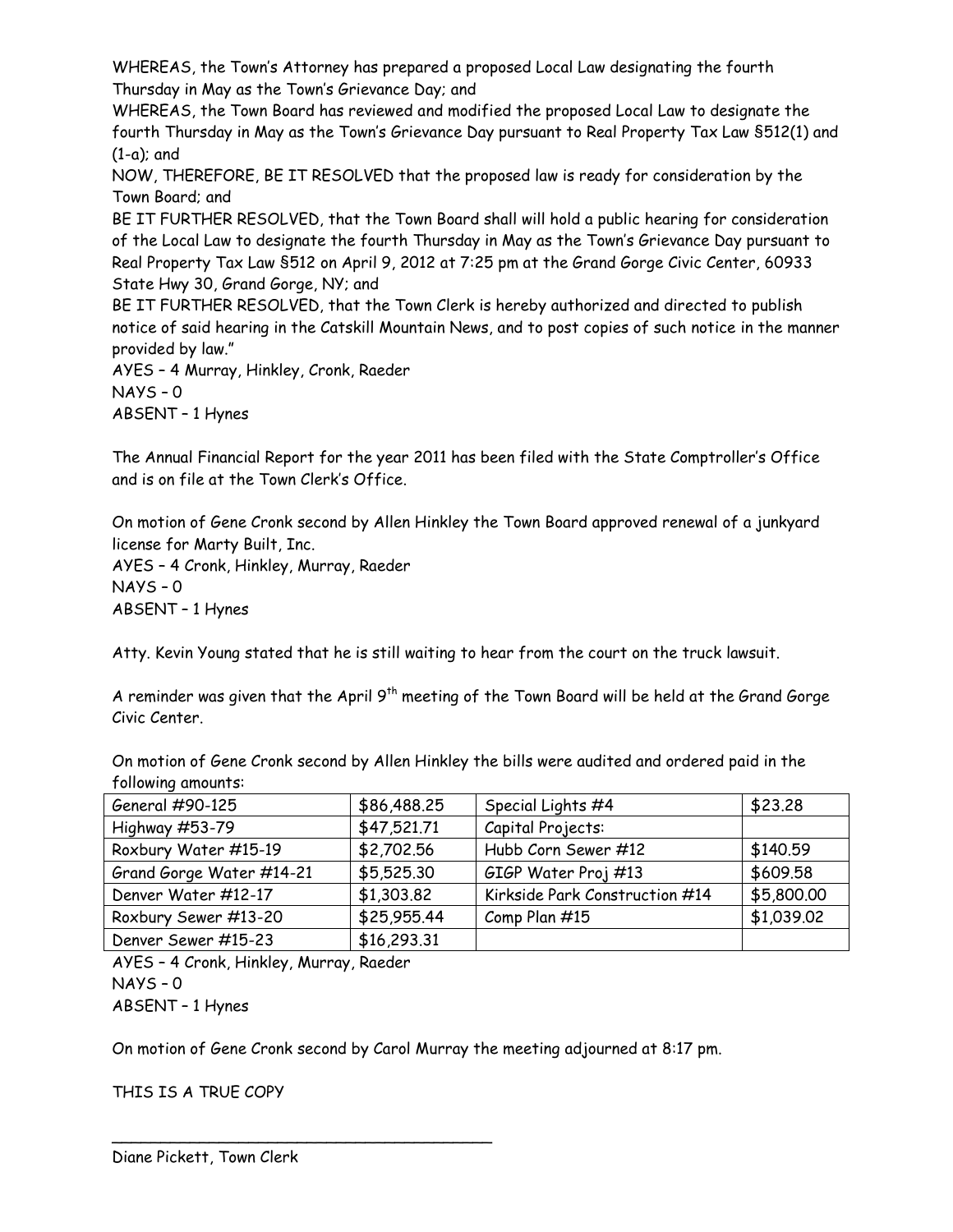WHEREAS, the Town's Attorney has prepared a proposed Local Law designating the fourth Thursday in May as the Town's Grievance Day; and

WHEREAS, the Town Board has reviewed and modified the proposed Local Law to designate the fourth Thursday in May as the Town's Grievance Day pursuant to Real Property Tax Law §512(1) and (1-a); and

NOW, THEREFORE, BE IT RESOLVED that the proposed law is ready for consideration by the Town Board; and

BE IT FURTHER RESOLVED, that the Town Board shall will hold a public hearing for consideration of the Local Law to designate the fourth Thursday in May as the Town's Grievance Day pursuant to Real Property Tax Law §512 on April 9, 2012 at 7:25 pm at the Grand Gorge Civic Center, 60933 State Hwy 30, Grand Gorge, NY; and

BE IT FURTHER RESOLVED, that the Town Clerk is hereby authorized and directed to publish notice of said hearing in the Catskill Mountain News, and to post copies of such notice in the manner provided by law."

AYES – 4 Murray, Hinkley, Cronk, Raeder
NAYS – 0
ABSENT – 1 Hynes

The Annual Financial Report for the year 2011 has been filed with the State Comptroller's Office and is on file at the Town Clerk's Office.

On motion of Gene Cronk second by Allen Hinkley the Town Board approved renewal of a junkyard license for Marty Built, Inc.

AYES – 4 Cronk, Hinkley, Murray, Raeder
NAYS – 0
ABSENT – 1 Hynes

Atty. Kevin Young stated that he is still waiting to hear from the court on the truck lawsuit.

A reminder was given that the April 9th meeting of the Town Board will be held at the Grand Gorge Civic Center.

On motion of Gene Cronk second by Allen Hinkley the bills were audited and ordered paid in the following amounts:

| | | | |
|---|---|---|---|
| General #90-125 | $86,488.25 | Special Lights #4 | $23.28 |
| Highway #53-79 | $47,521.71 | Capital Projects: | |
| Roxbury Water #15-19 | $2,702.56 | Hubb Corn Sewer #12 | $140.59 |
| Grand Gorge Water #14-21 | $5,525.30 | GIGP Water Proj #13 | $609.58 |
| Denver Water #12-17 | $1,303.82 | Kirkside Park Construction #14 | $5,800.00 |
| Roxbury Sewer #13-20 | $25,955.44 | Comp Plan #15 | $1,039.02 |
| Denver Sewer #15-23 | $16,293.31 | | |

AYES – 4 Cronk, Hinkley, Murray, Raeder
NAYS – 0
ABSENT – 1 Hynes

On motion of Gene Cronk second by Carol Murray the meeting adjourned at 8:17 pm.

THIS IS A TRUE COPY

\_\_\_\_\_\_\_\_\_\_\_\_\_\_\_\_\_\_\_\_\_\_\_\_\_\_\_\_\_\_\_\_\_\_\_\_\_\_\_\_

Diane Pickett, Town Clerk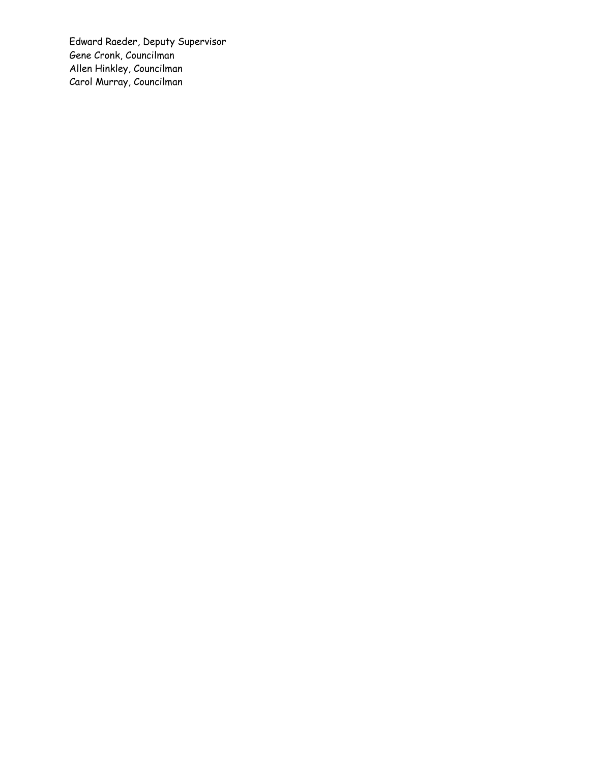Edward Raeder, Deputy Supervisor
Gene Cronk, Councilman
Allen Hinkley, Councilman
Carol Murray, Councilman